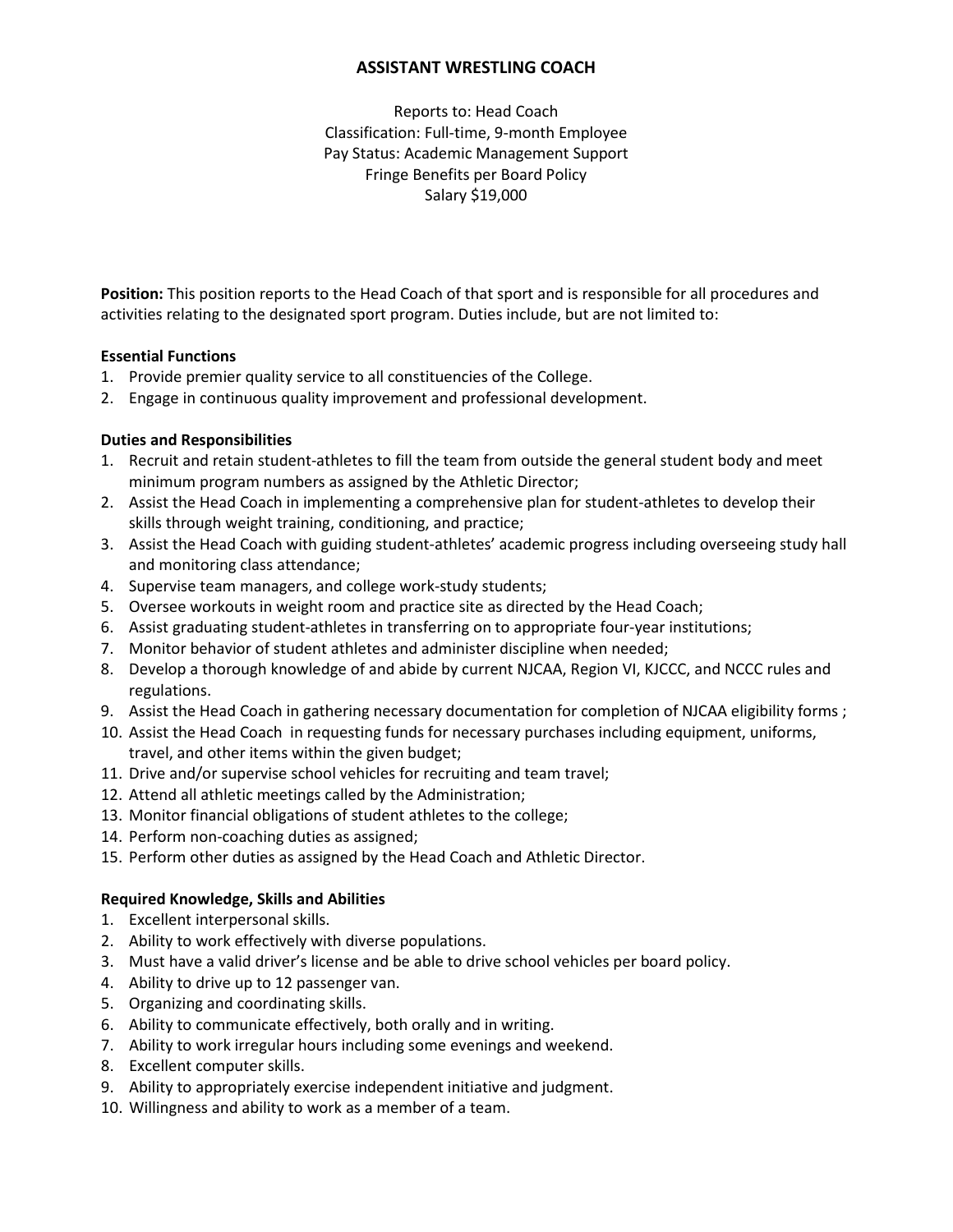# ASSISTANT WRESTLING COACH

Reports to: Head Coach
Classification: Full-time, 9-month Employee
Pay Status: Academic Management Support
Fringe Benefits per Board Policy
Salary $19,000

**Position:** This position reports to the Head Coach of that sport and is responsible for all procedures and activities relating to the designated sport program. Duties include, but are not limited to:

**Essential Functions**

1. Provide premier quality service to all constituencies of the College.
2. Engage in continuous quality improvement and professional development.

**Duties and Responsibilities**

1. Recruit and retain student-athletes to fill the team from outside the general student body and meet minimum program numbers as assigned by the Athletic Director;
2. Assist the Head Coach in implementing a comprehensive plan for student-athletes to develop their skills through weight training, conditioning, and practice;
3. Assist the Head Coach with guiding student-athletes' academic progress including overseeing study hall and monitoring class attendance;
4. Supervise team managers, and college work-study students;
5. Oversee workouts in weight room and practice site as directed by the Head Coach;
6. Assist graduating student-athletes in transferring on to appropriate four-year institutions;
7. Monitor behavior of student athletes and administer discipline when needed;
8. Develop a thorough knowledge of and abide by current NJCAA, Region VI, KJCCC, and NCCC rules and regulations.
9. Assist the Head Coach in gathering necessary documentation for completion of NJCAA eligibility forms ;
10. Assist the Head Coach in requesting funds for necessary purchases including equipment, uniforms, travel, and other items within the given budget;
11. Drive and/or supervise school vehicles for recruiting and team travel;
12. Attend all athletic meetings called by the Administration;
13. Monitor financial obligations of student athletes to the college;
14. Perform non-coaching duties as assigned;
15. Perform other duties as assigned by the Head Coach and Athletic Director.

**Required Knowledge, Skills and Abilities**

1. Excellent interpersonal skills.
2. Ability to work effectively with diverse populations.
3. Must have a valid driver's license and be able to drive school vehicles per board policy.
4. Ability to drive up to 12 passenger van.
5. Organizing and coordinating skills.
6. Ability to communicate effectively, both orally and in writing.
7. Ability to work irregular hours including some evenings and weekend.
8. Excellent computer skills.
9. Ability to appropriately exercise independent initiative and judgment.
10. Willingness and ability to work as a member of a team.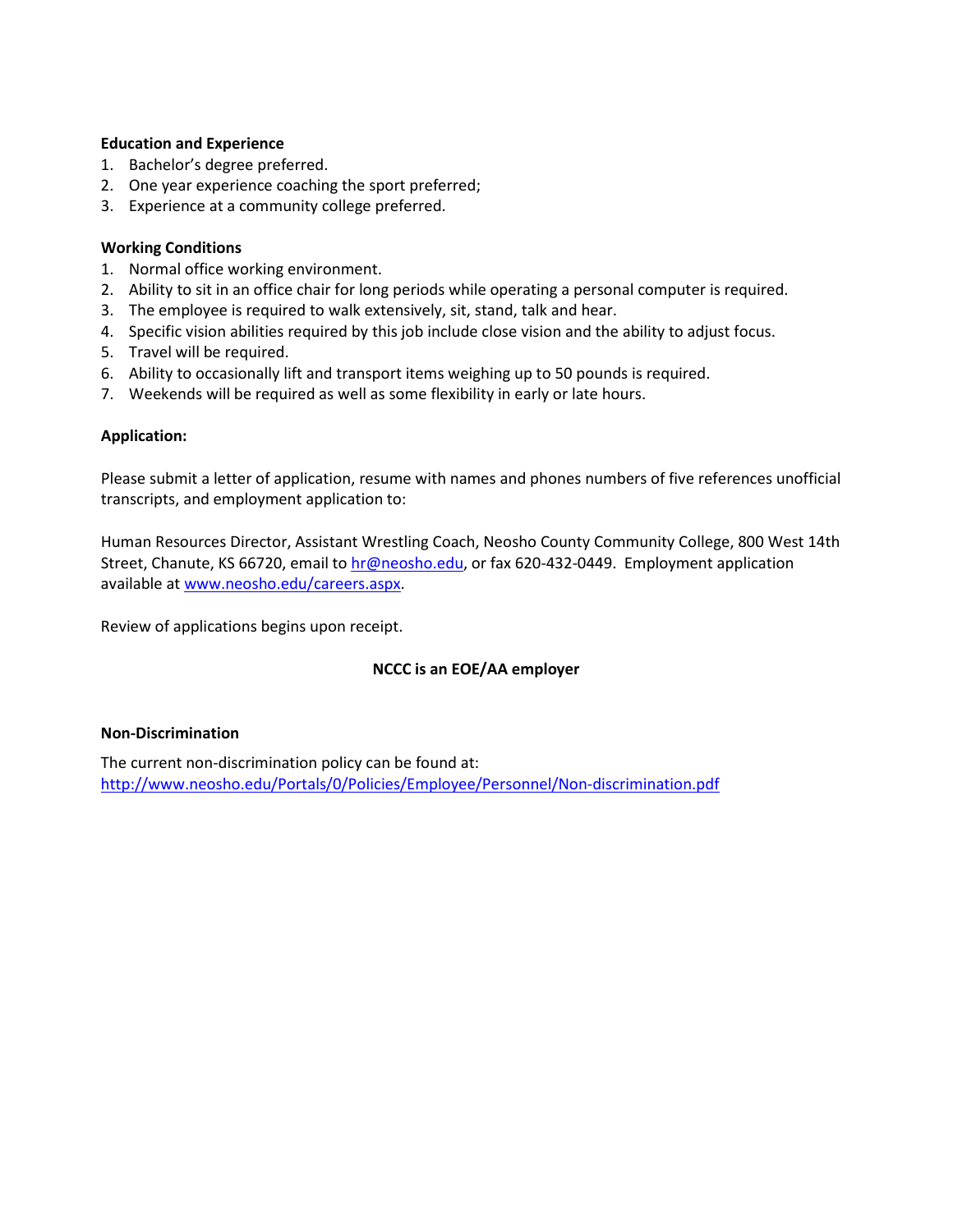**Education and Experience**

1. Bachelor's degree preferred.
2. One year experience coaching the sport preferred;
3. Experience at a community college preferred.

**Working Conditions**

1. Normal office working environment.
2. Ability to sit in an office chair for long periods while operating a personal computer is required.
3. The employee is required to walk extensively, sit, stand, talk and hear.
4. Specific vision abilities required by this job include close vision and the ability to adjust focus.
5. Travel will be required.
6. Ability to occasionally lift and transport items weighing up to 50 pounds is required.
7. Weekends will be required as well as some flexibility in early or late hours.

**Application:**

Please submit a letter of application, resume with names and phones numbers of five references unofficial transcripts, and employment application to:

Human Resources Director, Assistant Wrestling Coach, Neosho County Community College, 800 West 14th Street, Chanute, KS 66720, email to hr@neosho.edu, or fax 620-432-0449. Employment application available at www.neosho.edu/careers.aspx.

Review of applications begins upon receipt.

**NCCC is an EOE/AA employer**

**Non-Discrimination**

The current non-discrimination policy can be found at:
http://www.neosho.edu/Portals/0/Policies/Employee/Personnel/Non-discrimination.pdf